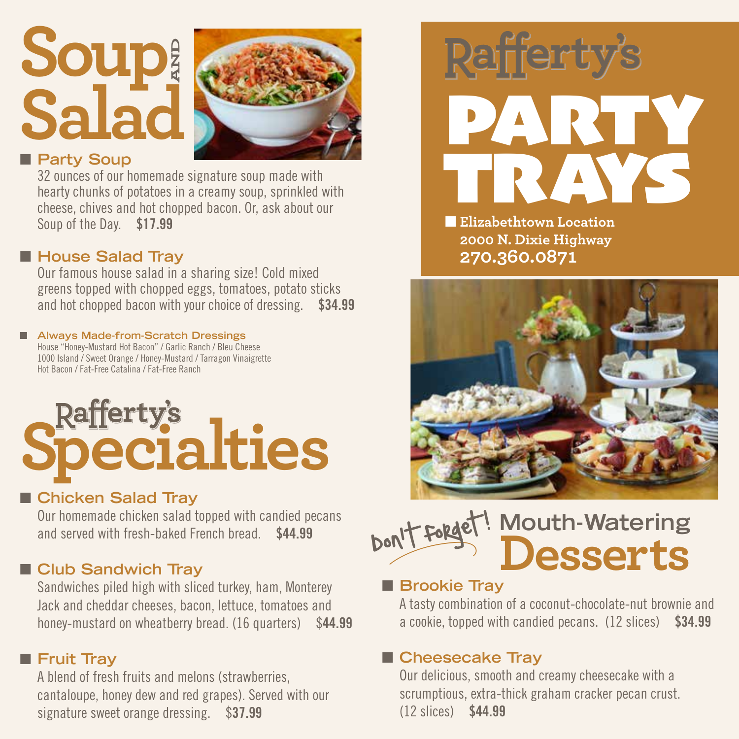# Soup AND Salad

### Party Soup

32 ounces of our homemade signature soup made with hearty chunks of potatoes in a creamy soup, sprinkled with cheese, chives and hot chopped bacon. Or, ask about our Soup of the Day. **$17.99**

### House Salad Tray

Our famous house salad in a sharing size! Cold mixed greens topped with chopped eggs, tomatoes, potato sticks and hot chopped bacon with your choice of dressing. **$34.99**

#### Always Made-from-Scratch Dressings

House "Honey-Mustard Hot Bacon" / Garlic Ranch / Bleu Cheese
1000 Island / Sweet Orange / Honey-Mustard / Tarragon Vinaigrette
Hot Bacon / Fat-Free Catalina / Fat-Free Ranch

# Rafferty's Specialties

### Chicken Salad Tray

Our homemade chicken salad topped with candied pecans and served with fresh-baked French bread. **$44.99**

### Club Sandwich Tray

Sandwiches piled high with sliced turkey, ham, Monterey Jack and cheddar cheeses, bacon, lettuce, tomatoes and honey-mustard on wheatberry bread. (16 quarters) **$44.99**

### Fruit Tray

A blend of fresh fruits and melons (strawberries, cantaloupe, honey dew and red grapes). Served with our signature sweet orange dressing. **$37.99**

# Rafferty's PARTY TRAYS

**Elizabethtown Location**
**2000 N. Dixie Highway**
**270.360.0871**

# Don't Forget! Mouth-Watering Desserts

### Brookie Tray

A tasty combination of a coconut-chocolate-nut brownie and a cookie, topped with candied pecans. (12 slices) **$34.99**

### Cheesecake Tray

Our delicious, smooth and creamy cheesecake with a scrumptious, extra-thick graham cracker pecan crust. (12 slices) **$44.99**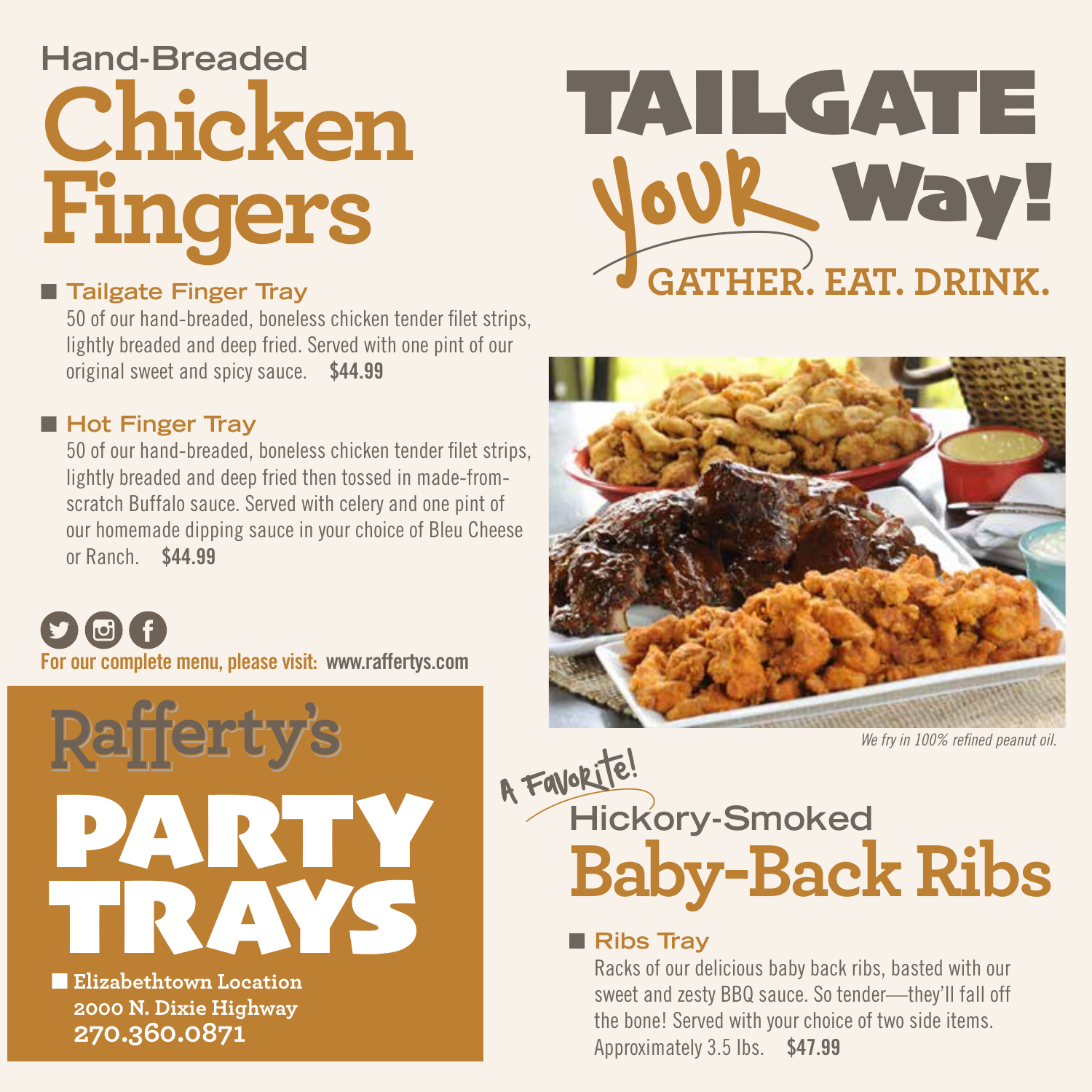# Hand-Breaded Chicken Fingers

- **Tailgate Finger Tray**
  50 of our hand-breaded, boneless chicken tender filet strips, lightly breaded and deep fried. Served with one pint of our original sweet and spicy sauce. **$44.99**

- **Hot Finger Tray**
  50 of our hand-breaded, boneless chicken tender filet strips, lightly breaded and deep fried then tossed in made-from-scratch Buffalo sauce. Served with celery and one pint of our homemade dipping sauce in your choice of Bleu Cheese or Ranch. **$44.99**

For our complete menu, please visit: **www.raffertys.com**

# Rafferty's PARTY TRAYS

- **Elizabethtown Location**
  **2000 N. Dixie Highway**
  **270.360.0871**

# TAILGATE Your Way!

## GATHER. EAT. DRINK.

*We fry in 100% refined peanut oil.*

A Favorite!

# Hickory-Smoked Baby-Back Ribs

- **Ribs Tray**
  Racks of our delicious baby back ribs, basted with our sweet and zesty BBQ sauce. So tender—they'll fall off the bone! Served with your choice of two side items. Approximately 3.5 lbs. **$47.99**